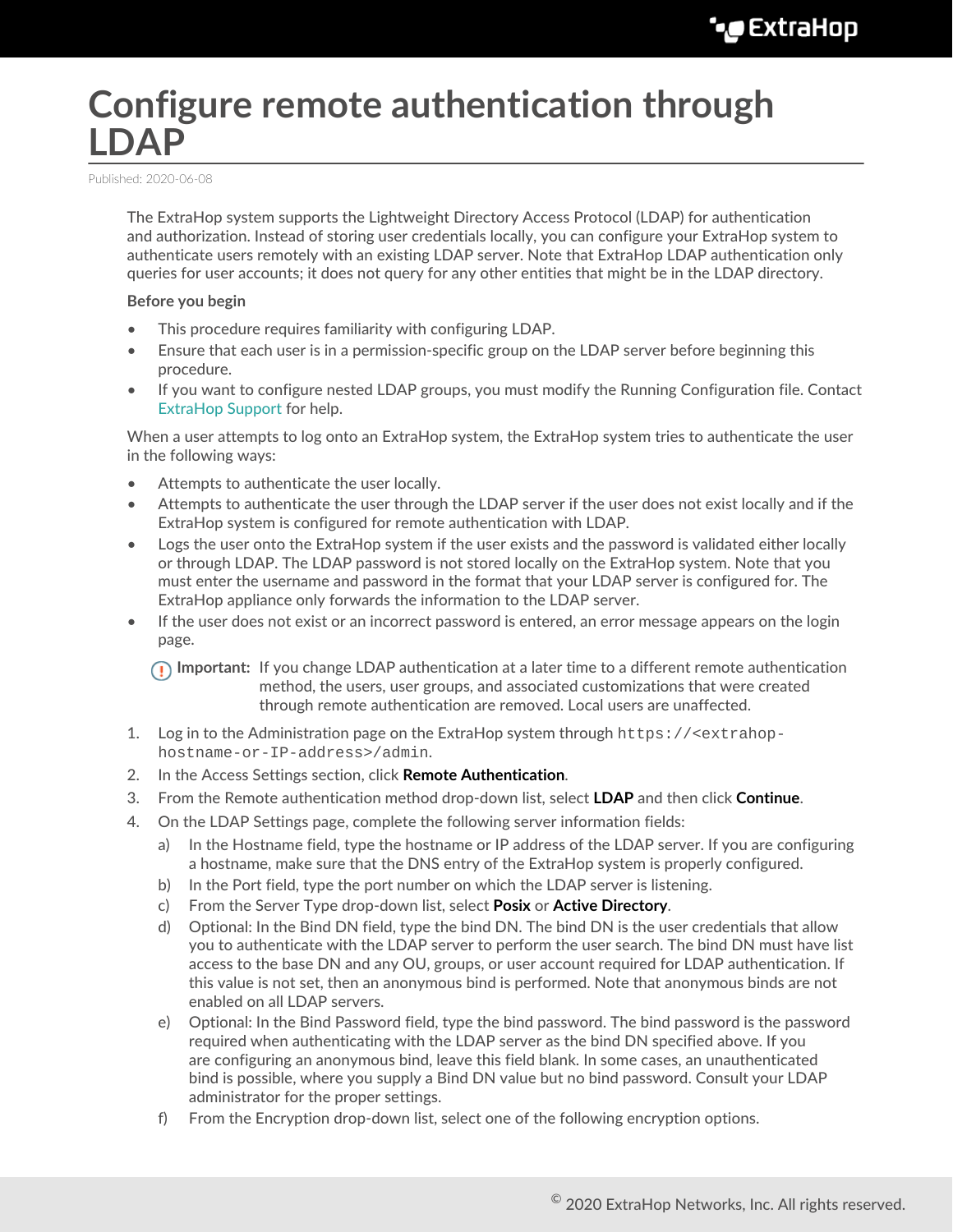# Configure remote authentication through LDAP

Published: 2020-06-08

The ExtraHop system supports the Lightweight Directory Access Protocol (LDAP) for authentication and authorization. Instead of storing user credentials locally, you can configure your ExtraHop system to authenticate users remotely with an existing LDAP server. Note that ExtraHop LDAP authentication only queries for user accounts; it does not query for any other entities that might be in the LDAP directory.

**Before you begin**

- This procedure requires familiarity with configuring LDAP.
- Ensure that each user is in a permission-specific group on the LDAP server before beginning this procedure.
- If you want to configure nested LDAP groups, you must modify the Running Configuration file. Contact ExtraHop Support for help.

When a user attempts to log onto an ExtraHop system, the ExtraHop system tries to authenticate the user in the following ways:

- Attempts to authenticate the user locally.
- Attempts to authenticate the user through the LDAP server if the user does not exist locally and if the ExtraHop system is configured for remote authentication with LDAP.
- Logs the user onto the ExtraHop system if the user exists and the password is validated either locally or through LDAP. The LDAP password is not stored locally on the ExtraHop system. Note that you must enter the username and password in the format that your LDAP server is configured for. The ExtraHop appliance only forwards the information to the LDAP server.
- If the user does not exist or an incorrect password is entered, an error message appears on the login page.

**Important:** If you change LDAP authentication at a later time to a different remote authentication method, the users, user groups, and associated customizations that were created through remote authentication are removed. Local users are unaffected.

1. Log in to the Administration page on the ExtraHop system through `https://<extrahop-hostname-or-IP-address>/admin`.
2. In the Access Settings section, click **Remote Authentication**.
3. From the Remote authentication method drop-down list, select **LDAP** and then click **Continue**.
4. On the LDAP Settings page, complete the following server information fields:
   a) In the Hostname field, type the hostname or IP address of the LDAP server. If you are configuring a hostname, make sure that the DNS entry of the ExtraHop system is properly configured.
   b) In the Port field, type the port number on which the LDAP server is listening.
   c) From the Server Type drop-down list, select **Posix** or **Active Directory**.
   d) Optional: In the Bind DN field, type the bind DN. The bind DN is the user credentials that allow you to authenticate with the LDAP server to perform the user search. The bind DN must have list access to the base DN and any OU, groups, or user account required for LDAP authentication. If this value is not set, then an anonymous bind is performed. Note that anonymous binds are not enabled on all LDAP servers.
   e) Optional: In the Bind Password field, type the bind password. The bind password is the password required when authenticating with the LDAP server as the bind DN specified above. If you are configuring an anonymous bind, leave this field blank. In some cases, an unauthenticated bind is possible, where you supply a Bind DN value but no bind password. Consult your LDAP administrator for the proper settings.
   f) From the Encryption drop-down list, select one of the following encryption options.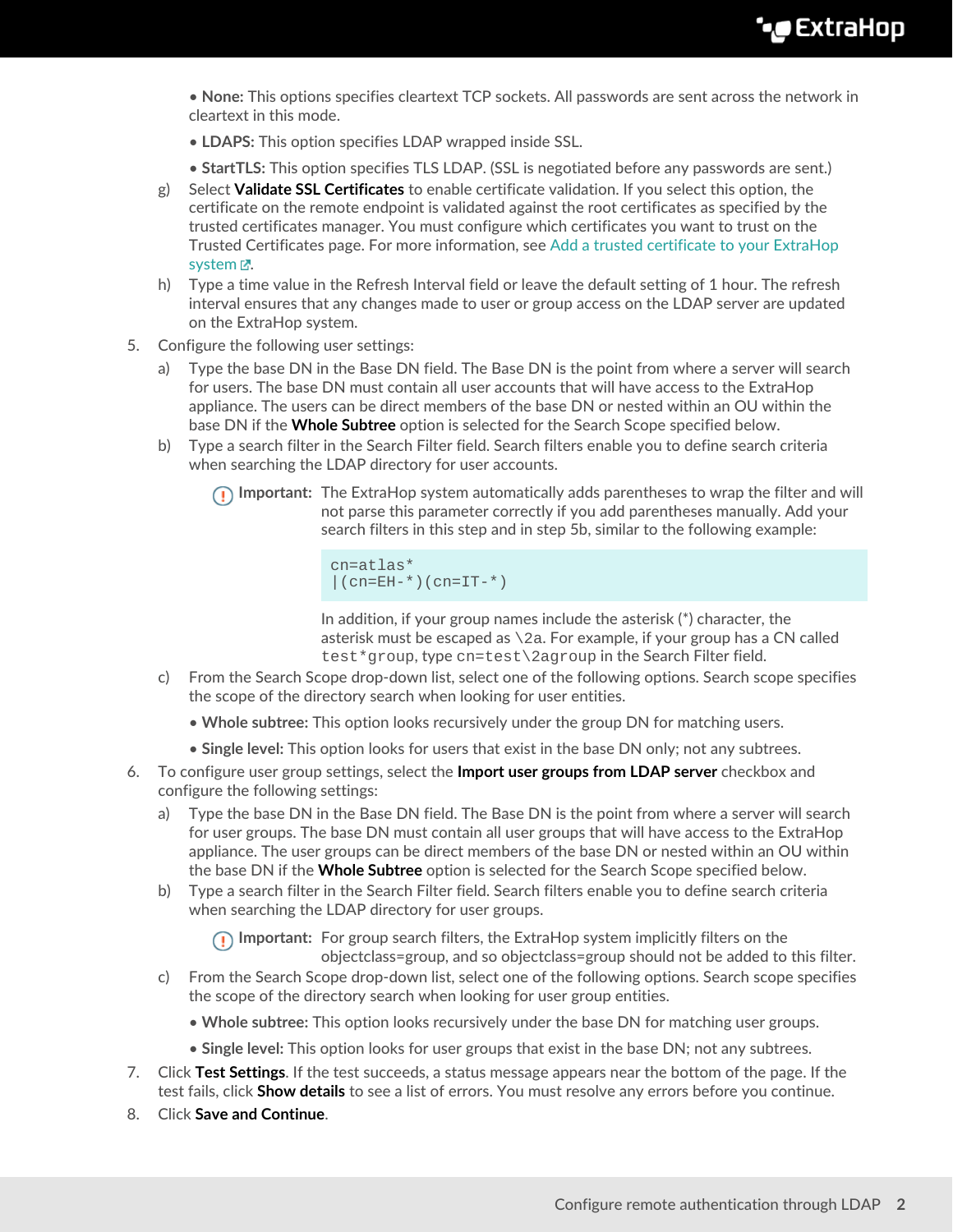- **None:** This options specifies cleartext TCP sockets. All passwords are sent across the network in cleartext in this mode.
- **LDAPS:** This option specifies LDAP wrapped inside SSL.
- **StartTLS:** This option specifies TLS LDAP. (SSL is negotiated before any passwords are sent.)

g) Select **Validate SSL Certificates** to enable certificate validation. If you select this option, the certificate on the remote endpoint is validated against the root certificates as specified by the trusted certificates manager. You must configure which certificates you want to trust on the Trusted Certificates page. For more information, see Add a trusted certificate to your ExtraHop system.

h) Type a time value in the Refresh Interval field or leave the default setting of 1 hour. The refresh interval ensures that any changes made to user or group access on the LDAP server are updated on the ExtraHop system.

5. Configure the following user settings:

   a) Type the base DN in the Base DN field. The Base DN is the point from where a server will search for users. The base DN must contain all user accounts that will have access to the ExtraHop appliance. The users can be direct members of the base DN or nested within an OU within the base DN if the **Whole Subtree** option is selected for the Search Scope specified below.

   b) Type a search filter in the Search Filter field. Search filters enable you to define search criteria when searching the LDAP directory for user accounts.

   **Important:** The ExtraHop system automatically adds parentheses to wrap the filter and will not parse this parameter correctly if you add parentheses manually. Add your search filters in this step and in step 5b, similar to the following example:

   ```
   cn=atlas*
   |(cn=EH-*)(cn=IT-*)
   ```

   In addition, if your group names include the asterisk (*) character, the asterisk must be escaped as `\2a`. For example, if your group has a CN called `test*group`, type `cn=test\2agroup` in the Search Filter field.

   c) From the Search Scope drop-down list, select one of the following options. Search scope specifies the scope of the directory search when looking for user entities.

   - **Whole subtree:** This option looks recursively under the group DN for matching users.
   - **Single level:** This option looks for users that exist in the base DN only; not any subtrees.

6. To configure user group settings, select the **Import user groups from LDAP server** checkbox and configure the following settings:

   a) Type the base DN in the Base DN field. The Base DN is the point from where a server will search for user groups. The base DN must contain all user groups that will have access to the ExtraHop appliance. The user groups can be direct members of the base DN or nested within an OU within the base DN if the **Whole Subtree** option is selected for the Search Scope specified below.

   b) Type a search filter in the Search Filter field. Search filters enable you to define search criteria when searching the LDAP directory for user groups.

   **Important:** For group search filters, the ExtraHop system implicitly filters on the objectclass=group, and so objectclass=group should not be added to this filter.

   c) From the Search Scope drop-down list, select one of the following options. Search scope specifies the scope of the directory search when looking for user group entities.

   - **Whole subtree:** This option looks recursively under the base DN for matching user groups.
   - **Single level:** This option looks for user groups that exist in the base DN; not any subtrees.

7. Click **Test Settings**. If the test succeeds, a status message appears near the bottom of the page. If the test fails, click **Show details** to see a list of errors. You must resolve any errors before you continue.

8. Click **Save and Continue**.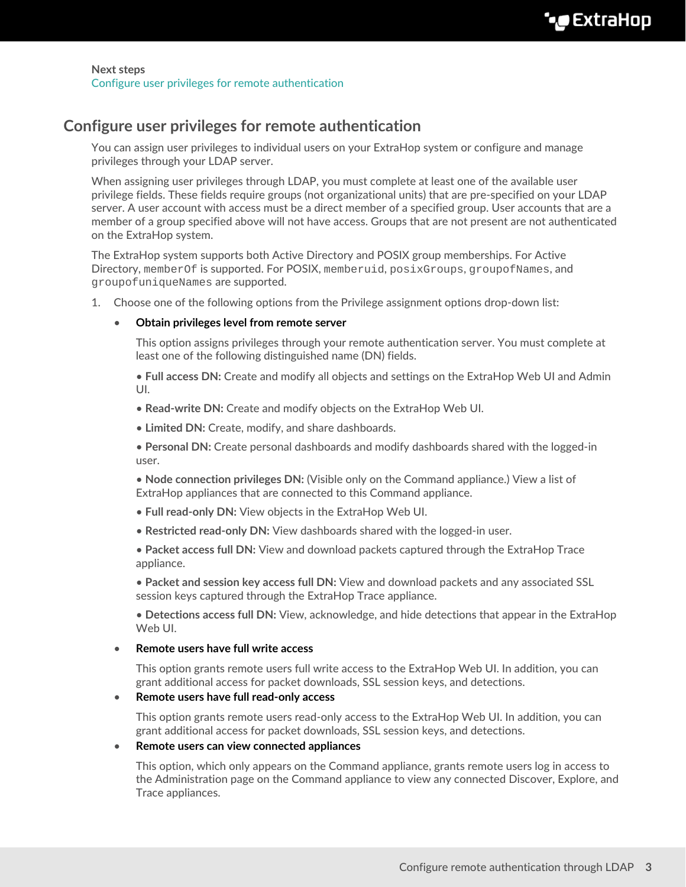**Next steps**
Configure user privileges for remote authentication

## Configure user privileges for remote authentication

You can assign user privileges to individual users on your ExtraHop system or configure and manage privileges through your LDAP server.

When assigning user privileges through LDAP, you must complete at least one of the available user privilege fields. These fields require groups (not organizational units) that are pre-specified on your LDAP server. A user account with access must be a direct member of a specified group. User accounts that are a member of a group specified above will not have access. Groups that are not present are not authenticated on the ExtraHop system.

The ExtraHop system supports both Active Directory and POSIX group memberships. For Active Directory, `memberOf` is supported. For POSIX, `memberuid`, `posixGroups`, `groupofNames`, and `groupofuniqueNames` are supported.

1. Choose one of the following options from the Privilege assignment options drop-down list:

   - **Obtain privileges level from remote server**

     This option assigns privileges through your remote authentication server. You must complete at least one of the following distinguished name (DN) fields.

     • **Full access DN:** Create and modify all objects and settings on the ExtraHop Web UI and Admin UI.

     • **Read-write DN:** Create and modify objects on the ExtraHop Web UI.

     • **Limited DN:** Create, modify, and share dashboards.

     • **Personal DN:** Create personal dashboards and modify dashboards shared with the logged-in user.

     • **Node connection privileges DN:** (Visible only on the Command appliance.) View a list of ExtraHop appliances that are connected to this Command appliance.

     • **Full read-only DN:** View objects in the ExtraHop Web UI.

     • **Restricted read-only DN:** View dashboards shared with the logged-in user.

     • **Packet access full DN:** View and download packets captured through the ExtraHop Trace appliance.

     • **Packet and session key access full DN:** View and download packets and any associated SSL session keys captured through the ExtraHop Trace appliance.

     • **Detections access full DN:** View, acknowledge, and hide detections that appear in the ExtraHop Web UI.

   - **Remote users have full write access**

     This option grants remote users full write access to the ExtraHop Web UI. In addition, you can grant additional access for packet downloads, SSL session keys, and detections.

   - **Remote users have full read-only access**

     This option grants remote users read-only access to the ExtraHop Web UI. In addition, you can grant additional access for packet downloads, SSL session keys, and detections.

   - **Remote users can view connected appliances**

     This option, which only appears on the Command appliance, grants remote users log in access to the Administration page on the Command appliance to view any connected Discover, Explore, and Trace appliances.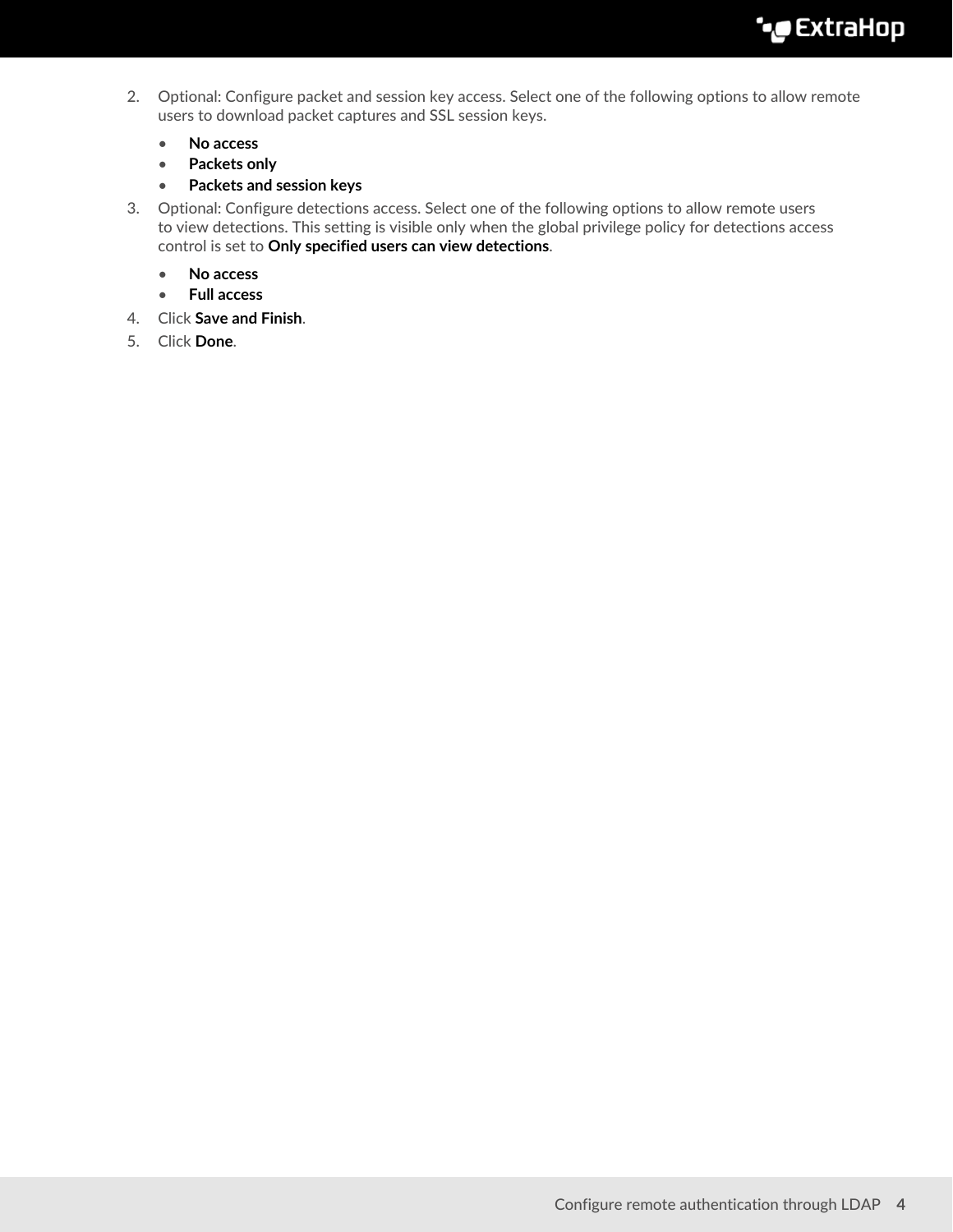2. Optional: Configure packet and session key access. Select one of the following options to allow remote users to download packet captures and SSL session keys.
   - **No access**
   - **Packets only**
   - **Packets and session keys**
3. Optional: Configure detections access. Select one of the following options to allow remote users to view detections. This setting is visible only when the global privilege policy for detections access control is set to **Only specified users can view detections**.
   - **No access**
   - **Full access**
4. Click **Save and Finish**.
5. Click **Done**.